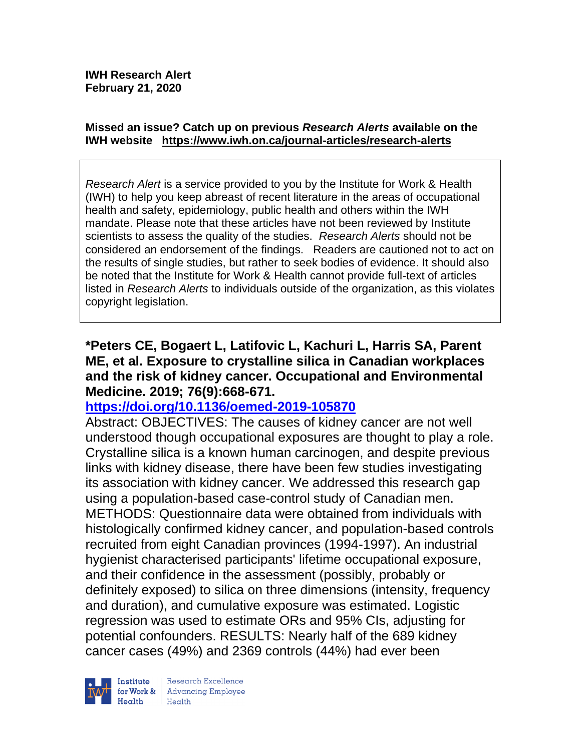**IWH Research Alert**
**February 21, 2020**

**Missed an issue? Catch up on previous *Research Alerts* available on the IWH website https://www.iwh.on.ca/journal-articles/research-alerts**

*Research Alert* is a service provided to you by the Institute for Work & Health (IWH) to help you keep abreast of recent literature in the areas of occupational health and safety, epidemiology, public health and others within the IWH mandate. Please note that these articles have not been reviewed by Institute scientists to assess the quality of the studies. *Research Alerts* should not be considered an endorsement of the findings. Readers are cautioned not to act on the results of single studies, but rather to seek bodies of evidence. It should also be noted that the Institute for Work & Health cannot provide full-text of articles listed in *Research Alerts* to individuals outside of the organization, as this violates copyright legislation.

**\*Peters CE, Bogaert L, Latifovic L, Kachuri L, Harris SA, Parent ME, et al. Exposure to crystalline silica in Canadian workplaces and the risk of kidney cancer. Occupational and Environmental Medicine. 2019; 76(9):668-671.**
**https://doi.org/10.1136/oemed-2019-105870**

Abstract: OBJECTIVES: The causes of kidney cancer are not well understood though occupational exposures are thought to play a role. Crystalline silica is a known human carcinogen, and despite previous links with kidney disease, there have been few studies investigating its association with kidney cancer. We addressed this research gap using a population-based case-control study of Canadian men. METHODS: Questionnaire data were obtained from individuals with histologically confirmed kidney cancer, and population-based controls recruited from eight Canadian provinces (1994-1997). An industrial hygienist characterised participants' lifetime occupational exposure, and their confidence in the assessment (possibly, probably or definitely exposed) to silica on three dimensions (intensity, frequency and duration), and cumulative exposure was estimated. Logistic regression was used to estimate ORs and 95% CIs, adjusting for potential confounders. RESULTS: Nearly half of the 689 kidney cancer cases (49%) and 2369 controls (44%) had ever been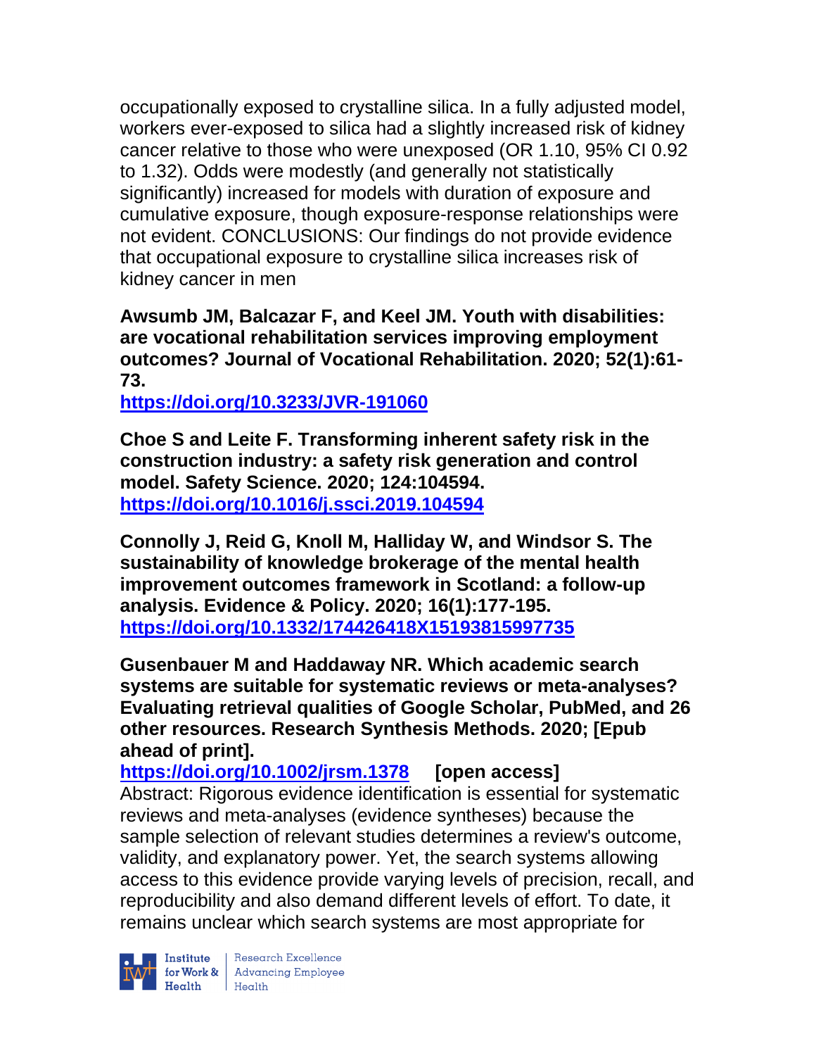occupationally exposed to crystalline silica. In a fully adjusted model, workers ever-exposed to silica had a slightly increased risk of kidney cancer relative to those who were unexposed (OR 1.10, 95% CI 0.92 to 1.32). Odds were modestly (and generally not statistically significantly) increased for models with duration of exposure and cumulative exposure, though exposure-response relationships were not evident. CONCLUSIONS: Our findings do not provide evidence that occupational exposure to crystalline silica increases risk of kidney cancer in men

**Awsumb JM, Balcazar F, and Keel JM. Youth with disabilities: are vocational rehabilitation services improving employment outcomes? Journal of Vocational Rehabilitation. 2020; 52(1):61-73.**
**https://doi.org/10.3233/JVR-191060**

**Choe S and Leite F. Transforming inherent safety risk in the construction industry: a safety risk generation and control model. Safety Science. 2020; 124:104594.**
**https://doi.org/10.1016/j.ssci.2019.104594**

**Connolly J, Reid G, Knoll M, Halliday W, and Windsor S. The sustainability of knowledge brokerage of the mental health improvement outcomes framework in Scotland: a follow-up analysis. Evidence & Policy. 2020; 16(1):177-195.**
**https://doi.org/10.1332/174426418X15193815997735**

**Gusenbauer M and Haddaway NR. Which academic search systems are suitable for systematic reviews or meta-analyses? Evaluating retrieval qualities of Google Scholar, PubMed, and 26 other resources. Research Synthesis Methods. 2020; [Epub ahead of print].**
**https://doi.org/10.1002/jrsm.1378** **[open access]**
Abstract: Rigorous evidence identification is essential for systematic reviews and meta-analyses (evidence syntheses) because the sample selection of relevant studies determines a review's outcome, validity, and explanatory power. Yet, the search systems allowing access to this evidence provide varying levels of precision, recall, and reproducibility and also demand different levels of effort. To date, it remains unclear which search systems are most appropriate for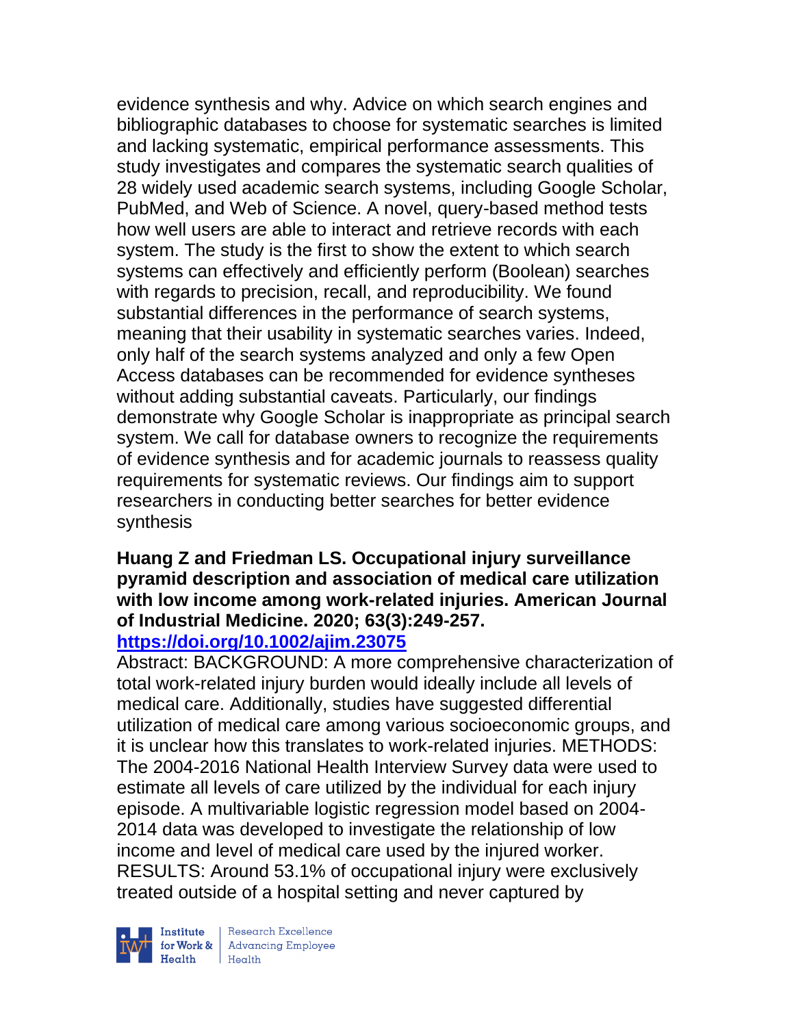evidence synthesis and why. Advice on which search engines and bibliographic databases to choose for systematic searches is limited and lacking systematic, empirical performance assessments. This study investigates and compares the systematic search qualities of 28 widely used academic search systems, including Google Scholar, PubMed, and Web of Science. A novel, query-based method tests how well users are able to interact and retrieve records with each system. The study is the first to show the extent to which search systems can effectively and efficiently perform (Boolean) searches with regards to precision, recall, and reproducibility. We found substantial differences in the performance of search systems, meaning that their usability in systematic searches varies. Indeed, only half of the search systems analyzed and only a few Open Access databases can be recommended for evidence syntheses without adding substantial caveats. Particularly, our findings demonstrate why Google Scholar is inappropriate as principal search system. We call for database owners to recognize the requirements of evidence synthesis and for academic journals to reassess quality requirements for systematic reviews. Our findings aim to support researchers in conducting better searches for better evidence synthesis

**Huang Z and Friedman LS. Occupational injury surveillance pyramid description and association of medical care utilization with low income among work-related injuries. American Journal of Industrial Medicine. 2020; 63(3):249-257.**
**https://doi.org/10.1002/ajim.23075**

Abstract: BACKGROUND: A more comprehensive characterization of total work-related injury burden would ideally include all levels of medical care. Additionally, studies have suggested differential utilization of medical care among various socioeconomic groups, and it is unclear how this translates to work-related injuries. METHODS: The 2004-2016 National Health Interview Survey data were used to estimate all levels of care utilized by the individual for each injury episode. A multivariable logistic regression model based on 2004-2014 data was developed to investigate the relationship of low income and level of medical care used by the injured worker. RESULTS: Around 53.1% of occupational injury were exclusively treated outside of a hospital setting and never captured by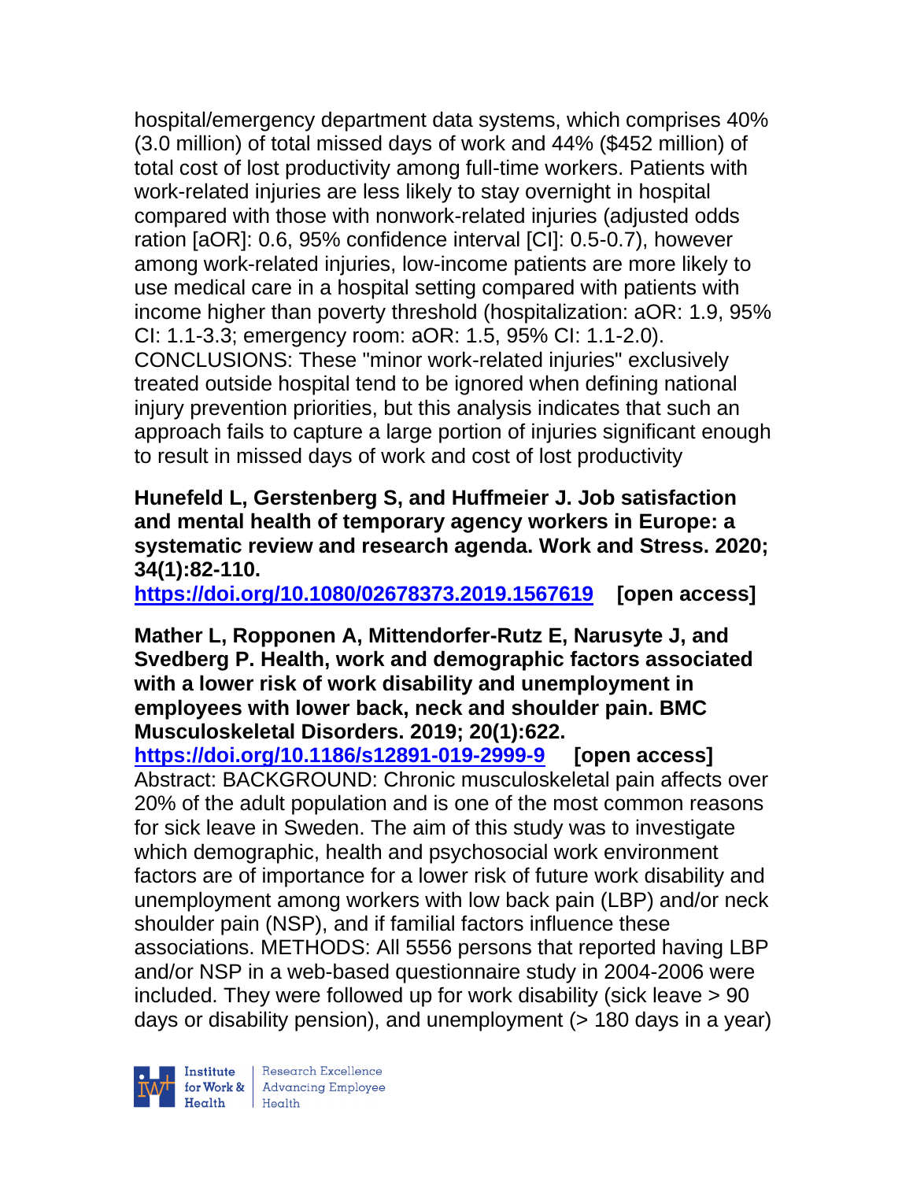hospital/emergency department data systems, which comprises 40% (3.0 million) of total missed days of work and 44% ($452 million) of total cost of lost productivity among full-time workers. Patients with work-related injuries are less likely to stay overnight in hospital compared with those with nonwork-related injuries (adjusted odds ration [aOR]: 0.6, 95% confidence interval [CI]: 0.5-0.7), however among work-related injuries, low-income patients are more likely to use medical care in a hospital setting compared with patients with income higher than poverty threshold (hospitalization: aOR: 1.9, 95% CI: 1.1-3.3; emergency room: aOR: 1.5, 95% CI: 1.1-2.0). CONCLUSIONS: These "minor work-related injuries" exclusively treated outside hospital tend to be ignored when defining national injury prevention priorities, but this analysis indicates that such an approach fails to capture a large portion of injuries significant enough to result in missed days of work and cost of lost productivity

**Hunefeld L, Gerstenberg S, and Huffmeier J. Job satisfaction and mental health of temporary agency workers in Europe: a systematic review and research agenda. Work and Stress. 2020; 34(1):82-110.**
**https://doi.org/10.1080/02678373.2019.1567619 [open access]**

**Mather L, Ropponen A, Mittendorfer-Rutz E, Narusyte J, and Svedberg P. Health, work and demographic factors associated with a lower risk of work disability and unemployment in employees with lower back, neck and shoulder pain. BMC Musculoskeletal Disorders. 2019; 20(1):622.**
**https://doi.org/10.1186/s12891-019-2999-9 [open access]**
Abstract: BACKGROUND: Chronic musculoskeletal pain affects over 20% of the adult population and is one of the most common reasons for sick leave in Sweden. The aim of this study was to investigate which demographic, health and psychosocial work environment factors are of importance for a lower risk of future work disability and unemployment among workers with low back pain (LBP) and/or neck shoulder pain (NSP), and if familial factors influence these associations. METHODS: All 5556 persons that reported having LBP and/or NSP in a web-based questionnaire study in 2004-2006 were included. They were followed up for work disability (sick leave > 90 days or disability pension), and unemployment (> 180 days in a year)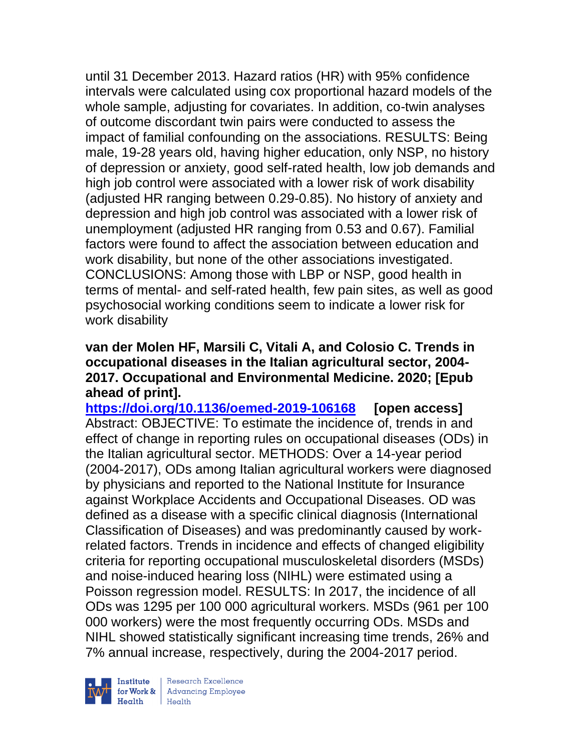until 31 December 2013. Hazard ratios (HR) with 95% confidence intervals were calculated using cox proportional hazard models of the whole sample, adjusting for covariates. In addition, co-twin analyses of outcome discordant twin pairs were conducted to assess the impact of familial confounding on the associations. RESULTS: Being male, 19-28 years old, having higher education, only NSP, no history of depression or anxiety, good self-rated health, low job demands and high job control were associated with a lower risk of work disability (adjusted HR ranging between 0.29-0.85). No history of anxiety and depression and high job control was associated with a lower risk of unemployment (adjusted HR ranging from 0.53 and 0.67). Familial factors were found to affect the association between education and work disability, but none of the other associations investigated. CONCLUSIONS: Among those with LBP or NSP, good health in terms of mental- and self-rated health, few pain sites, as well as good psychosocial working conditions seem to indicate a lower risk for work disability

**van der Molen HF, Marsili C, Vitali A, and Colosio C. Trends in occupational diseases in the Italian agricultural sector, 2004-2017. Occupational and Environmental Medicine. 2020; [Epub ahead of print].**

**https://doi.org/10.1136/oemed-2019-106168** **[open access]**

Abstract: OBJECTIVE: To estimate the incidence of, trends in and effect of change in reporting rules on occupational diseases (ODs) in the Italian agricultural sector. METHODS: Over a 14-year period (2004-2017), ODs among Italian agricultural workers were diagnosed by physicians and reported to the National Institute for Insurance against Workplace Accidents and Occupational Diseases. OD was defined as a disease with a specific clinical diagnosis (International Classification of Diseases) and was predominantly caused by work-related factors. Trends in incidence and effects of changed eligibility criteria for reporting occupational musculoskeletal disorders (MSDs) and noise-induced hearing loss (NIHL) were estimated using a Poisson regression model. RESULTS: In 2017, the incidence of all ODs was 1295 per 100 000 agricultural workers. MSDs (961 per 100 000 workers) were the most frequently occurring ODs. MSDs and NIHL showed statistically significant increasing time trends, 26% and 7% annual increase, respectively, during the 2004-2017 period.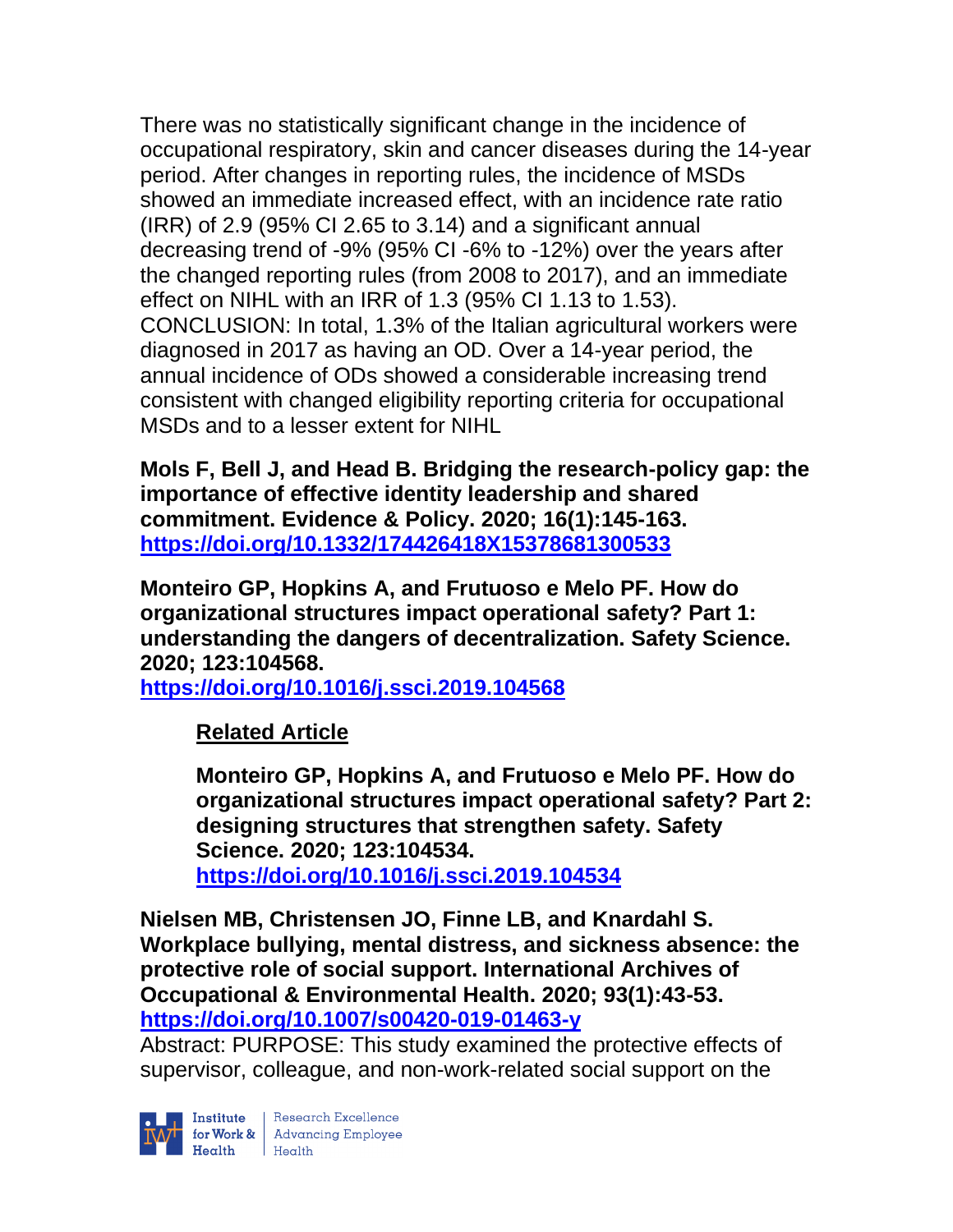There was no statistically significant change in the incidence of occupational respiratory, skin and cancer diseases during the 14-year period. After changes in reporting rules, the incidence of MSDs showed an immediate increased effect, with an incidence rate ratio (IRR) of 2.9 (95% CI 2.65 to 3.14) and a significant annual decreasing trend of -9% (95% CI -6% to -12%) over the years after the changed reporting rules (from 2008 to 2017), and an immediate effect on NIHL with an IRR of 1.3 (95% CI 1.13 to 1.53). CONCLUSION: In total, 1.3% of the Italian agricultural workers were diagnosed in 2017 as having an OD. Over a 14-year period, the annual incidence of ODs showed a considerable increasing trend consistent with changed eligibility reporting criteria for occupational MSDs and to a lesser extent for NIHL

**Mols F, Bell J, and Head B. Bridging the research-policy gap: the importance of effective identity leadership and shared commitment. Evidence & Policy. 2020; 16(1):145-163. https://doi.org/10.1332/174426418X15378681300533**

**Monteiro GP, Hopkins A, and Frutuoso e Melo PF. How do organizational structures impact operational safety? Part 1: understanding the dangers of decentralization. Safety Science. 2020; 123:104568. https://doi.org/10.1016/j.ssci.2019.104568**

**Related Article**

**Monteiro GP, Hopkins A, and Frutuoso e Melo PF. How do organizational structures impact operational safety? Part 2: designing structures that strengthen safety. Safety Science. 2020; 123:104534. https://doi.org/10.1016/j.ssci.2019.104534**

**Nielsen MB, Christensen JO, Finne LB, and Knardahl S. Workplace bullying, mental distress, and sickness absence: the protective role of social support. International Archives of Occupational & Environmental Health. 2020; 93(1):43-53. https://doi.org/10.1007/s00420-019-01463-y**

Abstract: PURPOSE: This study examined the protective effects of supervisor, colleague, and non-work-related social support on the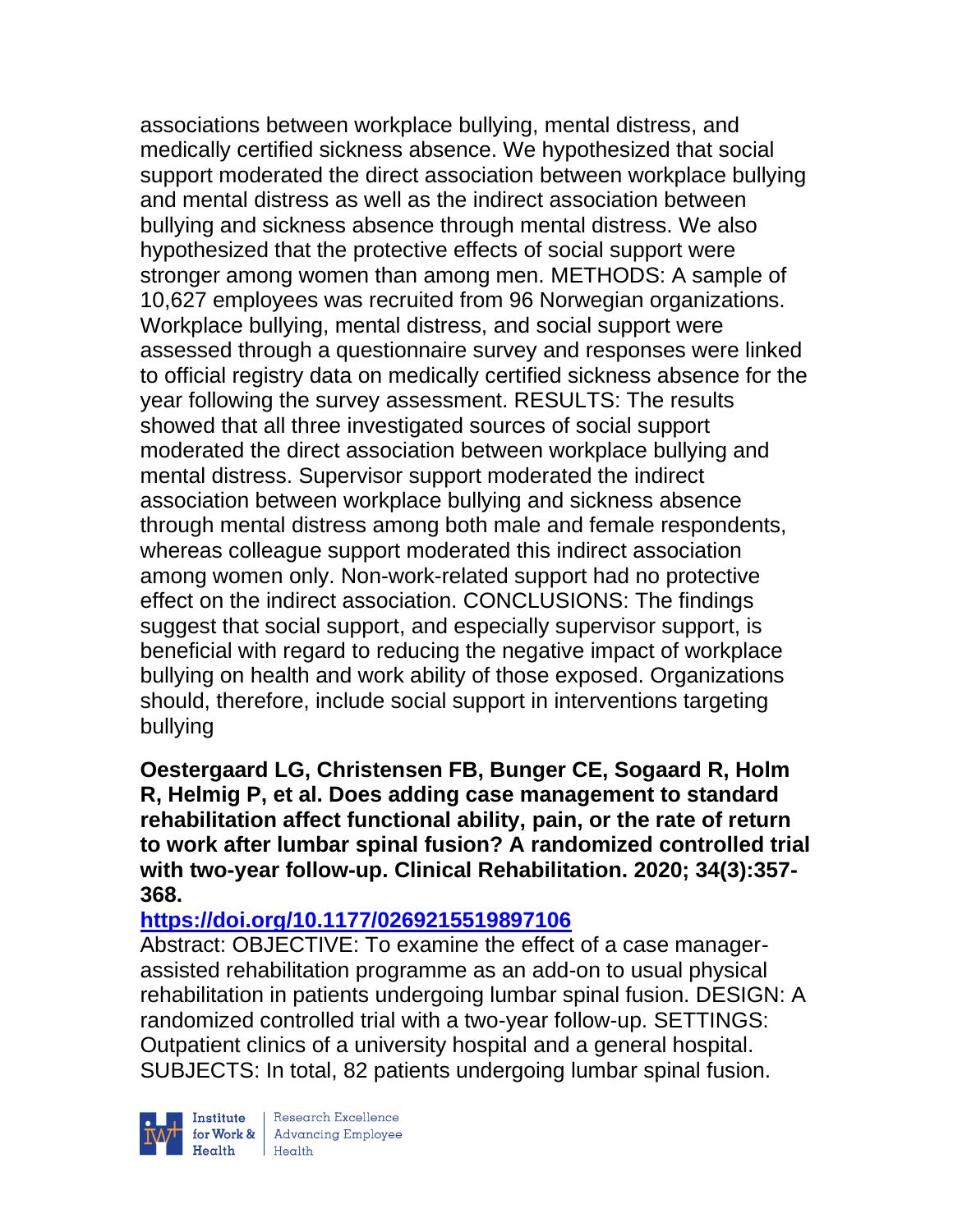associations between workplace bullying, mental distress, and medically certified sickness absence. We hypothesized that social support moderated the direct association between workplace bullying and mental distress as well as the indirect association between bullying and sickness absence through mental distress. We also hypothesized that the protective effects of social support were stronger among women than among men. METHODS: A sample of 10,627 employees was recruited from 96 Norwegian organizations. Workplace bullying, mental distress, and social support were assessed through a questionnaire survey and responses were linked to official registry data on medically certified sickness absence for the year following the survey assessment. RESULTS: The results showed that all three investigated sources of social support moderated the direct association between workplace bullying and mental distress. Supervisor support moderated the indirect association between workplace bullying and sickness absence through mental distress among both male and female respondents, whereas colleague support moderated this indirect association among women only. Non-work-related support had no protective effect on the indirect association. CONCLUSIONS: The findings suggest that social support, and especially supervisor support, is beneficial with regard to reducing the negative impact of workplace bullying on health and work ability of those exposed. Organizations should, therefore, include social support in interventions targeting bullying

**Oestergaard LG, Christensen FB, Bunger CE, Sogaard R, Holm R, Helmig P, et al. Does adding case management to standard rehabilitation affect functional ability, pain, or the rate of return to work after lumbar spinal fusion? A randomized controlled trial with two-year follow-up. Clinical Rehabilitation. 2020; 34(3):357-368.**

**https://doi.org/10.1177/0269215519897106**

Abstract: OBJECTIVE: To examine the effect of a case manager-assisted rehabilitation programme as an add-on to usual physical rehabilitation in patients undergoing lumbar spinal fusion. DESIGN: A randomized controlled trial with a two-year follow-up. SETTINGS: Outpatient clinics of a university hospital and a general hospital. SUBJECTS: In total, 82 patients undergoing lumbar spinal fusion.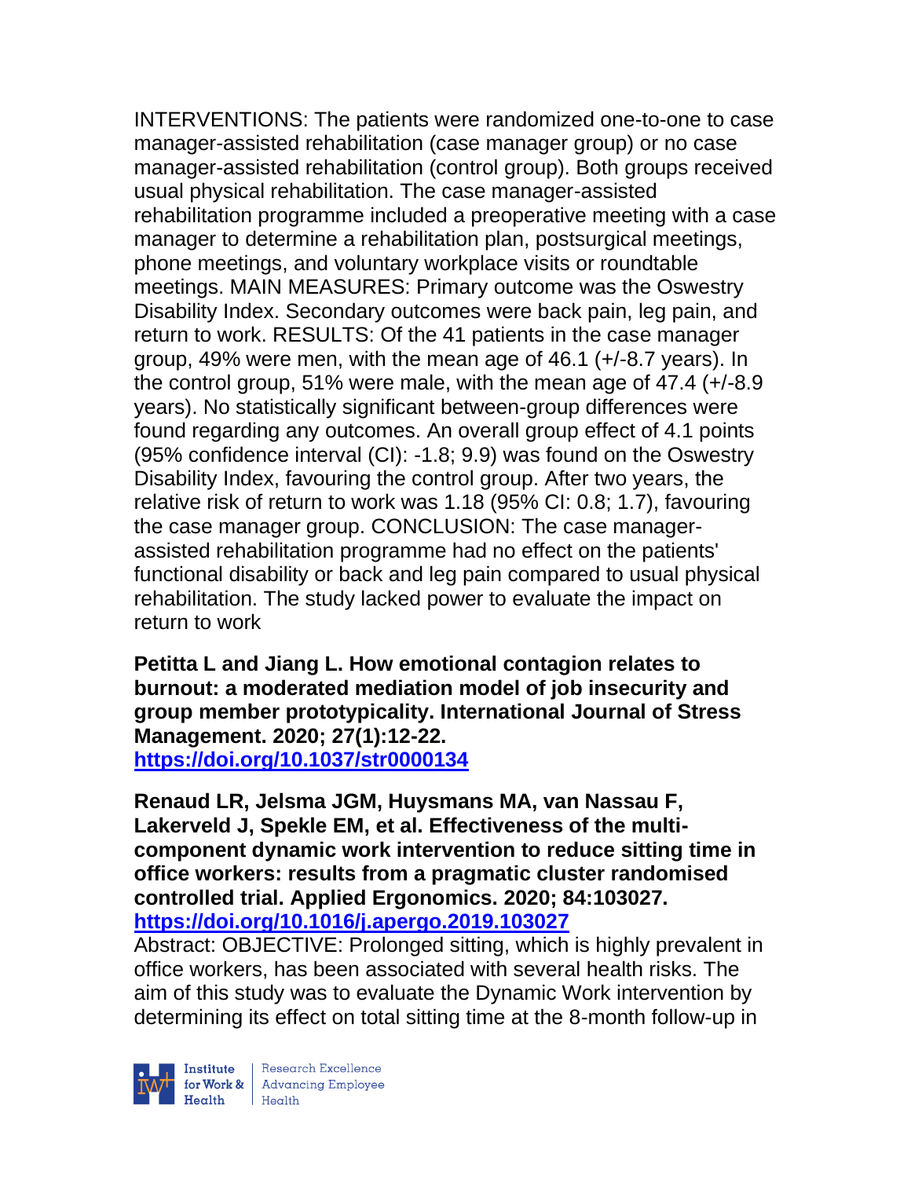INTERVENTIONS: The patients were randomized one-to-one to case manager-assisted rehabilitation (case manager group) or no case manager-assisted rehabilitation (control group). Both groups received usual physical rehabilitation. The case manager-assisted rehabilitation programme included a preoperative meeting with a case manager to determine a rehabilitation plan, postsurgical meetings, phone meetings, and voluntary workplace visits or roundtable meetings. MAIN MEASURES: Primary outcome was the Oswestry Disability Index. Secondary outcomes were back pain, leg pain, and return to work. RESULTS: Of the 41 patients in the case manager group, 49% were men, with the mean age of 46.1 (+/-8.7 years). In the control group, 51% were male, with the mean age of 47.4 (+/-8.9 years). No statistically significant between-group differences were found regarding any outcomes. An overall group effect of 4.1 points (95% confidence interval (CI): -1.8; 9.9) was found on the Oswestry Disability Index, favouring the control group. After two years, the relative risk of return to work was 1.18 (95% CI: 0.8; 1.7), favouring the case manager group. CONCLUSION: The case manager-assisted rehabilitation programme had no effect on the patients' functional disability or back and leg pain compared to usual physical rehabilitation. The study lacked power to evaluate the impact on return to work

**Petitta L and Jiang L. How emotional contagion relates to burnout: a moderated mediation model of job insecurity and group member prototypicality. International Journal of Stress Management. 2020; 27(1):12-22.**
**https://doi.org/10.1037/str0000134**

**Renaud LR, Jelsma JGM, Huysmans MA, van Nassau F, Lakerveld J, Spekle EM, et al. Effectiveness of the multi-component dynamic work intervention to reduce sitting time in office workers: results from a pragmatic cluster randomised controlled trial. Applied Ergonomics. 2020; 84:103027.**
**https://doi.org/10.1016/j.apergo.2019.103027**

Abstract: OBJECTIVE: Prolonged sitting, which is highly prevalent in office workers, has been associated with several health risks. The aim of this study was to evaluate the Dynamic Work intervention by determining its effect on total sitting time at the 8-month follow-up in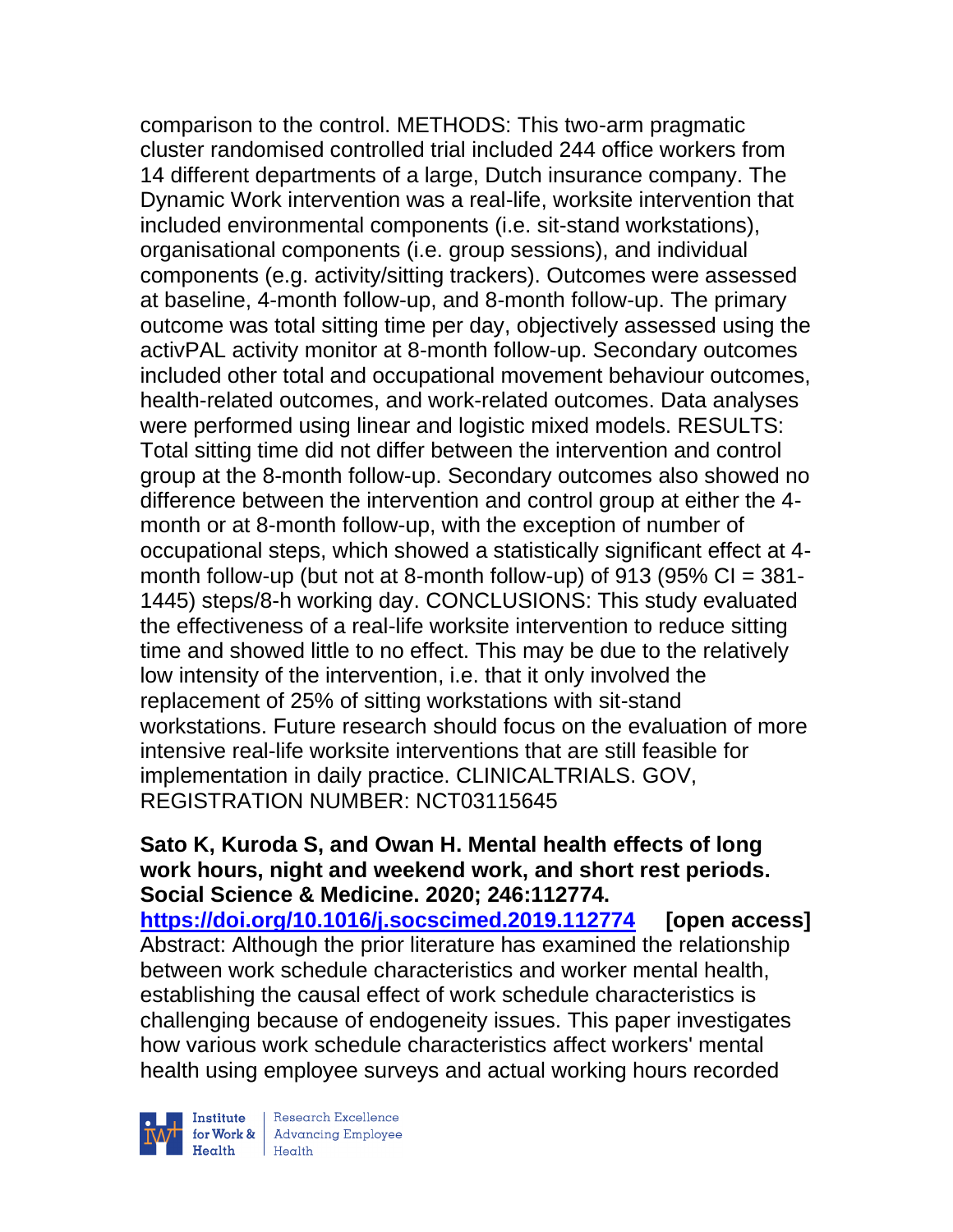comparison to the control. METHODS: This two-arm pragmatic cluster randomised controlled trial included 244 office workers from 14 different departments of a large, Dutch insurance company. The Dynamic Work intervention was a real-life, worksite intervention that included environmental components (i.e. sit-stand workstations), organisational components (i.e. group sessions), and individual components (e.g. activity/sitting trackers). Outcomes were assessed at baseline, 4-month follow-up, and 8-month follow-up. The primary outcome was total sitting time per day, objectively assessed using the activPAL activity monitor at 8-month follow-up. Secondary outcomes included other total and occupational movement behaviour outcomes, health-related outcomes, and work-related outcomes. Data analyses were performed using linear and logistic mixed models. RESULTS: Total sitting time did not differ between the intervention and control group at the 8-month follow-up. Secondary outcomes also showed no difference between the intervention and control group at either the 4-month or at 8-month follow-up, with the exception of number of occupational steps, which showed a statistically significant effect at 4-month follow-up (but not at 8-month follow-up) of 913 (95% CI = 381-1445) steps/8-h working day. CONCLUSIONS: This study evaluated the effectiveness of a real-life worksite intervention to reduce sitting time and showed little to no effect. This may be due to the relatively low intensity of the intervention, i.e. that it only involved the replacement of 25% of sitting workstations with sit-stand workstations. Future research should focus on the evaluation of more intensive real-life worksite interventions that are still feasible for implementation in daily practice. CLINICALTRIALS. GOV, REGISTRATION NUMBER: NCT03115645

**Sato K, Kuroda S, and Owan H. Mental health effects of long work hours, night and weekend work, and short rest periods. Social Science & Medicine. 2020; 246:112774.**
**https://doi.org/10.1016/j.socscimed.2019.112774** **[open access]**
Abstract: Although the prior literature has examined the relationship between work schedule characteristics and worker mental health, establishing the causal effect of work schedule characteristics is challenging because of endogeneity issues. This paper investigates how various work schedule characteristics affect workers' mental health using employee surveys and actual working hours recorded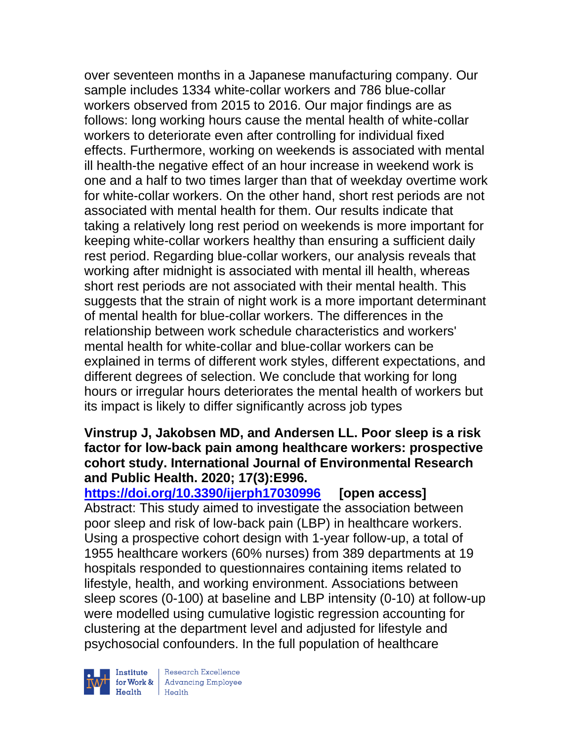over seventeen months in a Japanese manufacturing company. Our sample includes 1334 white-collar workers and 786 blue-collar workers observed from 2015 to 2016. Our major findings are as follows: long working hours cause the mental health of white-collar workers to deteriorate even after controlling for individual fixed effects. Furthermore, working on weekends is associated with mental ill health-the negative effect of an hour increase in weekend work is one and a half to two times larger than that of weekday overtime work for white-collar workers. On the other hand, short rest periods are not associated with mental health for them. Our results indicate that taking a relatively long rest period on weekends is more important for keeping white-collar workers healthy than ensuring a sufficient daily rest period. Regarding blue-collar workers, our analysis reveals that working after midnight is associated with mental ill health, whereas short rest periods are not associated with their mental health. This suggests that the strain of night work is a more important determinant of mental health for blue-collar workers. The differences in the relationship between work schedule characteristics and workers' mental health for white-collar and blue-collar workers can be explained in terms of different work styles, different expectations, and different degrees of selection. We conclude that working for long hours or irregular hours deteriorates the mental health of workers but its impact is likely to differ significantly across job types

**Vinstrup J, Jakobsen MD, and Andersen LL. Poor sleep is a risk factor for low-back pain among healthcare workers: prospective cohort study. International Journal of Environmental Research and Public Health. 2020; 17(3):E996.**
**https://doi.org/10.3390/ijerph17030996 [open access]**
Abstract: This study aimed to investigate the association between poor sleep and risk of low-back pain (LBP) in healthcare workers. Using a prospective cohort design with 1-year follow-up, a total of 1955 healthcare workers (60% nurses) from 389 departments at 19 hospitals responded to questionnaires containing items related to lifestyle, health, and working environment. Associations between sleep scores (0-100) at baseline and LBP intensity (0-10) at follow-up were modelled using cumulative logistic regression accounting for clustering at the department level and adjusted for lifestyle and psychosocial confounders. In the full population of healthcare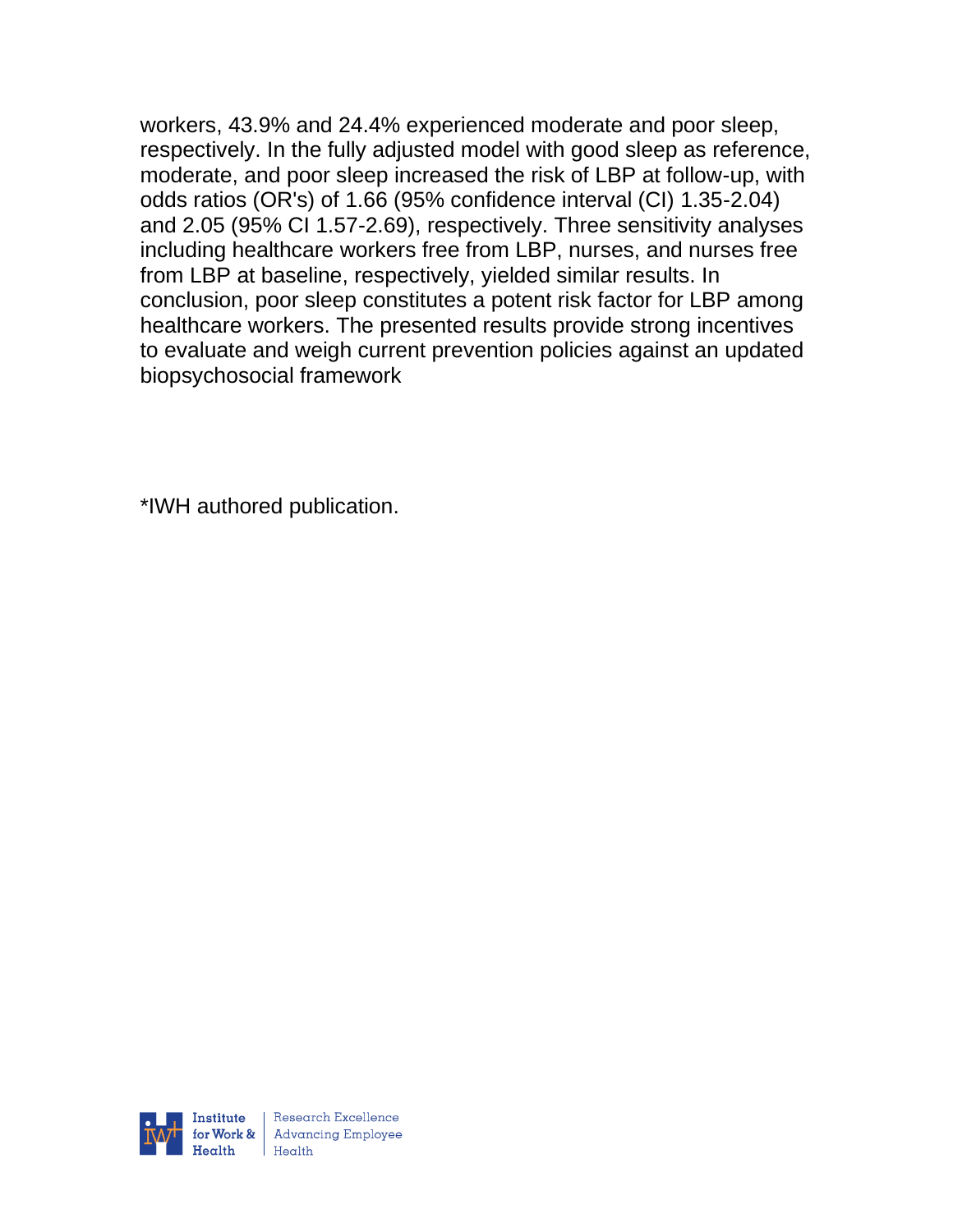workers, 43.9% and 24.4% experienced moderate and poor sleep, respectively. In the fully adjusted model with good sleep as reference, moderate, and poor sleep increased the risk of LBP at follow-up, with odds ratios (OR's) of 1.66 (95% confidence interval (CI) 1.35-2.04) and 2.05 (95% CI 1.57-2.69), respectively. Three sensitivity analyses including healthcare workers free from LBP, nurses, and nurses free from LBP at baseline, respectively, yielded similar results. In conclusion, poor sleep constitutes a potent risk factor for LBP among healthcare workers. The presented results provide strong incentives to evaluate and weigh current prevention policies against an updated biopsychosocial framework

*IWH authored publication.